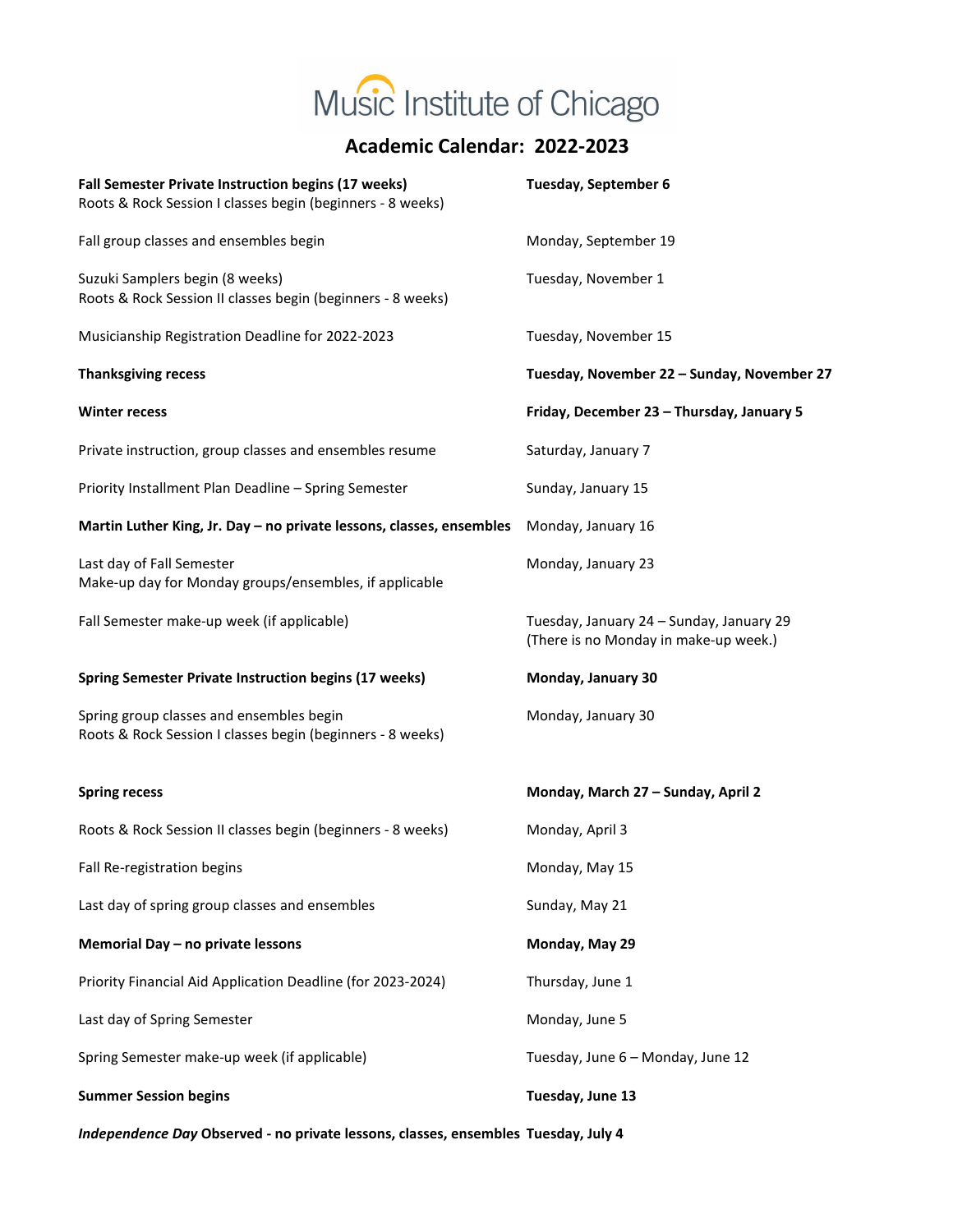# Music Institute of Chicago

## Academic Calendar: 2022-2023

| | |
|---|---|
| **Fall Semester Private Instruction begins (17 weeks)**<br>Roots & Rock Session I classes begin (beginners - 8 weeks) | **Tuesday, September 6** |
| Fall group classes and ensembles begin | Monday, September 19 |
| Suzuki Samplers begin (8 weeks)<br>Roots & Rock Session II classes begin (beginners - 8 weeks) | Tuesday, November 1 |
| Musicianship Registration Deadline for 2022-2023 | Tuesday, November 15 |
| **Thanksgiving recess** | **Tuesday, November 22 – Sunday, November 27** |
| **Winter recess** | **Friday, December 23 – Thursday, January 5** |
| Private instruction, group classes and ensembles resume | Saturday, January 7 |
| Priority Installment Plan Deadline – Spring Semester | Sunday, January 15 |
| **Martin Luther King, Jr. Day – no private lessons, classes, ensembles** | Monday, January 16 |
| Last day of Fall Semester<br>Make-up day for Monday groups/ensembles, if applicable | Monday, January 23 |
| Fall Semester make-up week (if applicable) | Tuesday, January 24 – Sunday, January 29<br>(There is no Monday in make-up week.) |
| **Spring Semester Private Instruction begins (17 weeks)** | **Monday, January 30** |
| Spring group classes and ensembles begin<br>Roots & Rock Session I classes begin (beginners - 8 weeks) | Monday, January 30 |
| **Spring recess** | **Monday, March 27 – Sunday, April 2** |
| Roots & Rock Session II classes begin (beginners - 8 weeks) | Monday, April 3 |
| Fall Re-registration begins | Monday, May 15 |
| Last day of spring group classes and ensembles | Sunday, May 21 |
| **Memorial Day – no private lessons** | **Monday, May 29** |
| Priority Financial Aid Application Deadline (for 2023-2024) | Thursday, June 1 |
| Last day of Spring Semester | Monday, June 5 |
| Spring Semester make-up week (if applicable) | Tuesday, June 6 – Monday, June 12 |
| **Summer Session begins** | **Tuesday, June 13** |
| ***Independence Day* Observed - no private lessons, classes, ensembles** | **Tuesday, July 4** |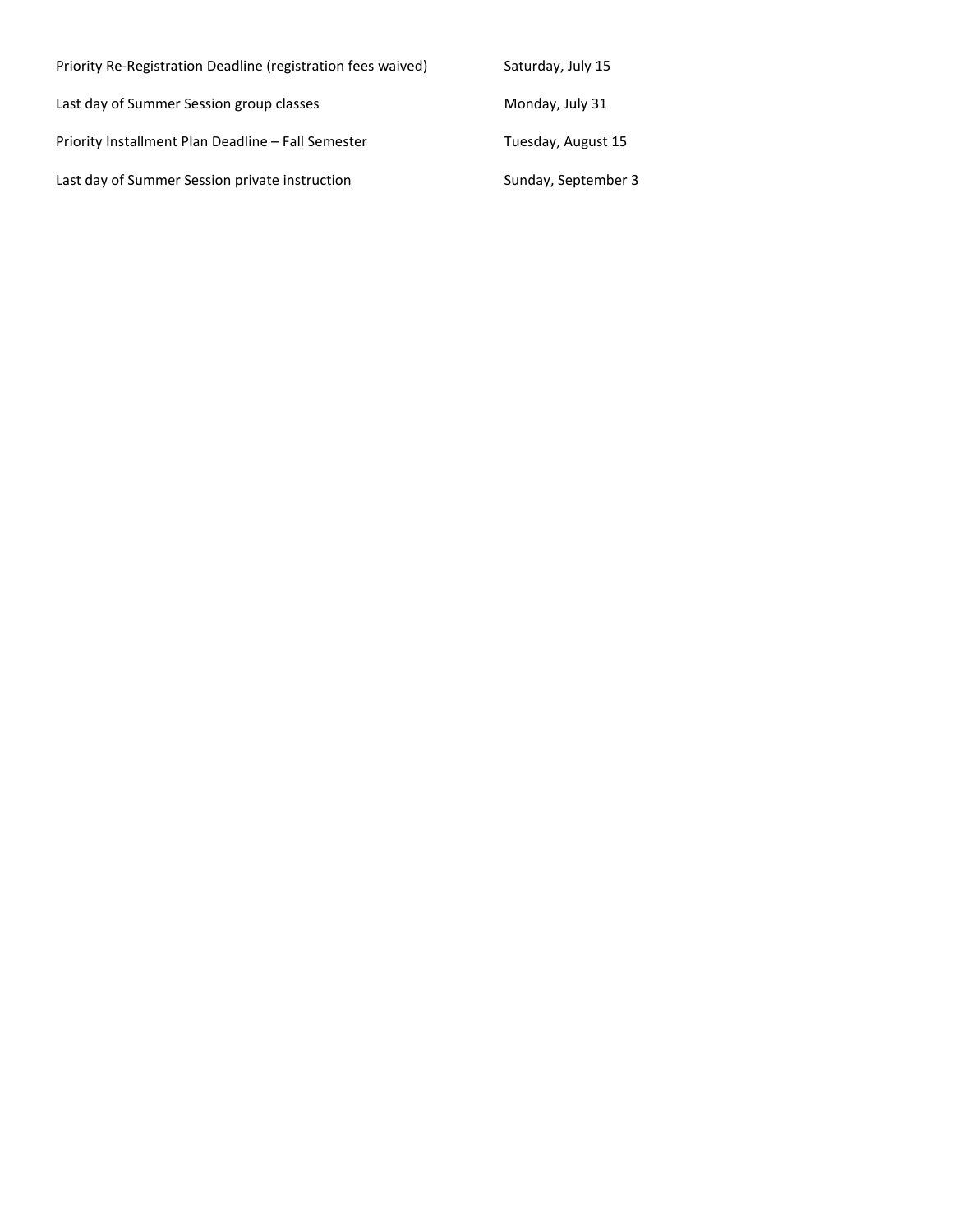| | |
|---|---|
| Priority Re-Registration Deadline (registration fees waived) | Saturday, July 15 |
| Last day of Summer Session group classes | Monday, July 31 |
| Priority Installment Plan Deadline – Fall Semester | Tuesday, August 15 |
| Last day of Summer Session private instruction | Sunday, September 3 |